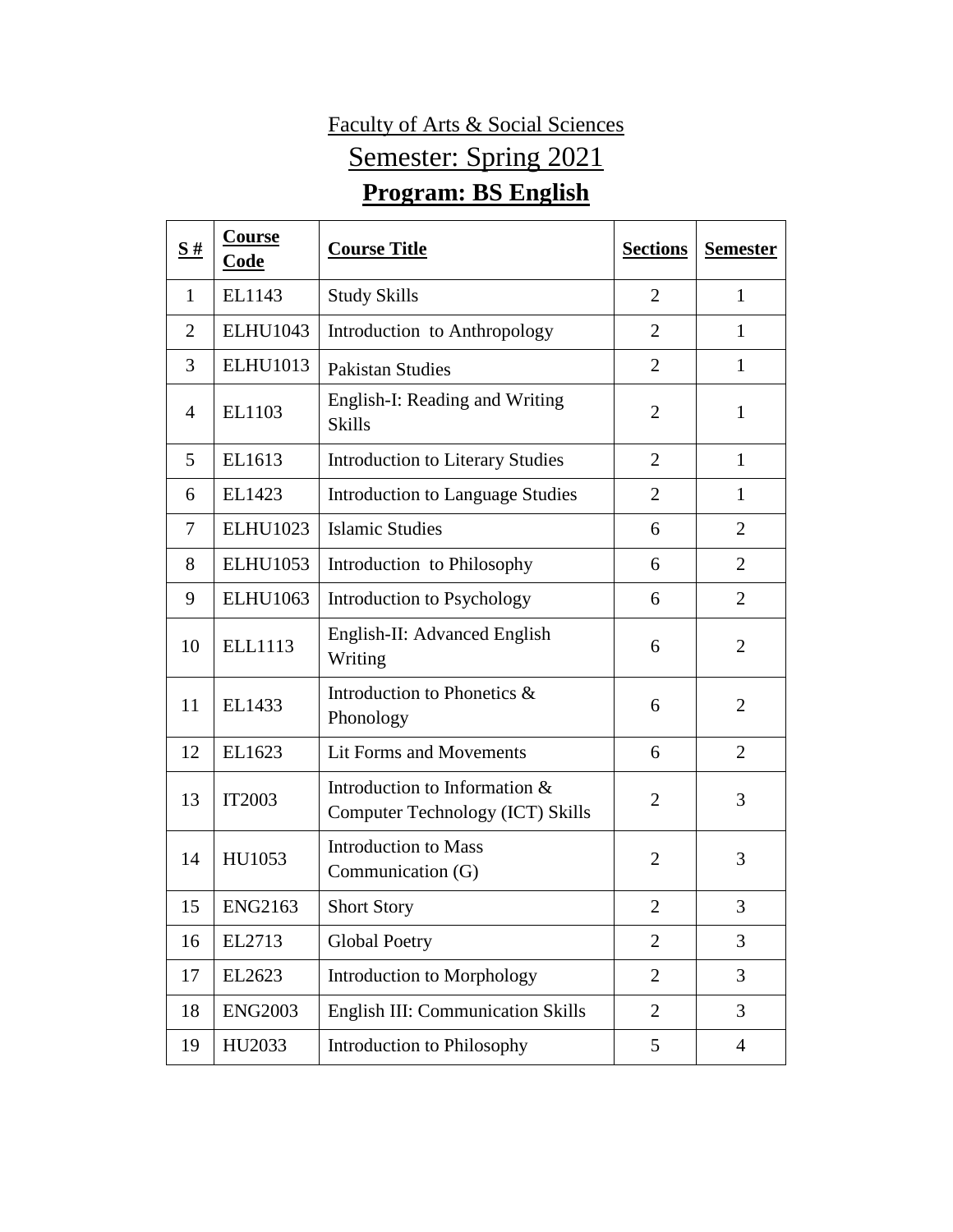Faculty of Arts & Social Sciences

Semester: Spring 2021

## Program: BS English

| S # | Course Code | Course Title | Sections | Semester |
|---|---|---|---|---|
| 1 | EL1143 | Study Skills | 2 | 1 |
| 2 | ELHU1043 | Introduction to Anthropology | 2 | 1 |
| 3 | ELHU1013 | Pakistan Studies | 2 | 1 |
| 4 | EL1103 | English-I: Reading and Writing Skills | 2 | 1 |
| 5 | EL1613 | Introduction to Literary Studies | 2 | 1 |
| 6 | EL1423 | Introduction to Language Studies | 2 | 1 |
| 7 | ELHU1023 | Islamic Studies | 6 | 2 |
| 8 | ELHU1053 | Introduction to Philosophy | 6 | 2 |
| 9 | ELHU1063 | Introduction to Psychology | 6 | 2 |
| 10 | ELL1113 | English-II: Advanced English Writing | 6 | 2 |
| 11 | EL1433 | Introduction to Phonetics & Phonology | 6 | 2 |
| 12 | EL1623 | Lit Forms and Movements | 6 | 2 |
| 13 | IT2003 | Introduction to Information & Computer Technology (ICT) Skills | 2 | 3 |
| 14 | HU1053 | Introduction to Mass Communication (G) | 2 | 3 |
| 15 | ENG2163 | Short Story | 2 | 3 |
| 16 | EL2713 | Global Poetry | 2 | 3 |
| 17 | EL2623 | Introduction to Morphology | 2 | 3 |
| 18 | ENG2003 | English III: Communication Skills | 2 | 3 |
| 19 | HU2033 | Introduction to Philosophy | 5 | 4 |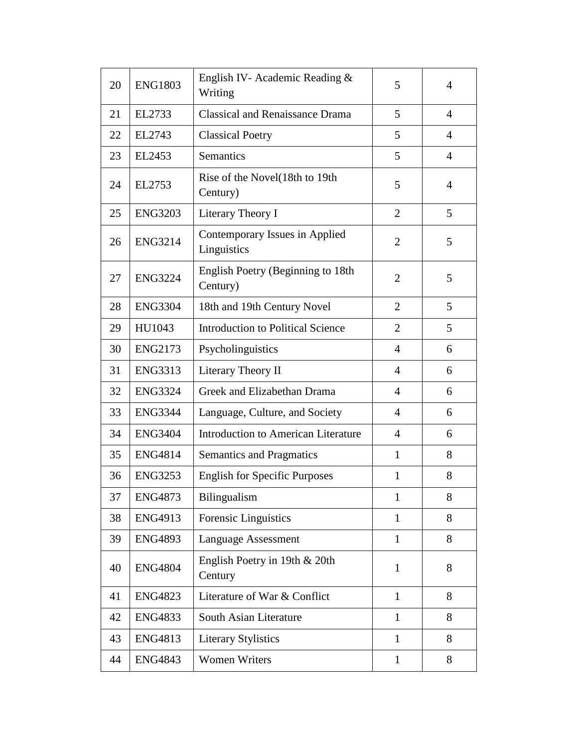| | | | | |
|---|---|---|---|---|
| 20 | ENG1803 | English IV- Academic Reading & Writing | 5 | 4 |
| 21 | EL2733 | Classical and Renaissance Drama | 5 | 4 |
| 22 | EL2743 | Classical Poetry | 5 | 4 |
| 23 | EL2453 | Semantics | 5 | 4 |
| 24 | EL2753 | Rise of the Novel(18th to 19th Century) | 5 | 4 |
| 25 | ENG3203 | Literary Theory I | 2 | 5 |
| 26 | ENG3214 | Contemporary Issues in Applied Linguistics | 2 | 5 |
| 27 | ENG3224 | English Poetry (Beginning to 18th Century) | 2 | 5 |
| 28 | ENG3304 | 18th and 19th Century Novel | 2 | 5 |
| 29 | HU1043 | Introduction to Political Science | 2 | 5 |
| 30 | ENG2173 | Psycholinguistics | 4 | 6 |
| 31 | ENG3313 | Literary Theory II | 4 | 6 |
| 32 | ENG3324 | Greek and Elizabethan Drama | 4 | 6 |
| 33 | ENG3344 | Language, Culture, and Society | 4 | 6 |
| 34 | ENG3404 | Introduction to American Literature | 4 | 6 |
| 35 | ENG4814 | Semantics and Pragmatics | 1 | 8 |
| 36 | ENG3253 | English for Specific Purposes | 1 | 8 |
| 37 | ENG4873 | Bilingualism | 1 | 8 |
| 38 | ENG4913 | Forensic Linguistics | 1 | 8 |
| 39 | ENG4893 | Language Assessment | 1 | 8 |
| 40 | ENG4804 | English Poetry in 19th & 20th Century | 1 | 8 |
| 41 | ENG4823 | Literature of War & Conflict | 1 | 8 |
| 42 | ENG4833 | South Asian Literature | 1 | 8 |
| 43 | ENG4813 | Literary Stylistics | 1 | 8 |
| 44 | ENG4843 | Women Writers | 1 | 8 |